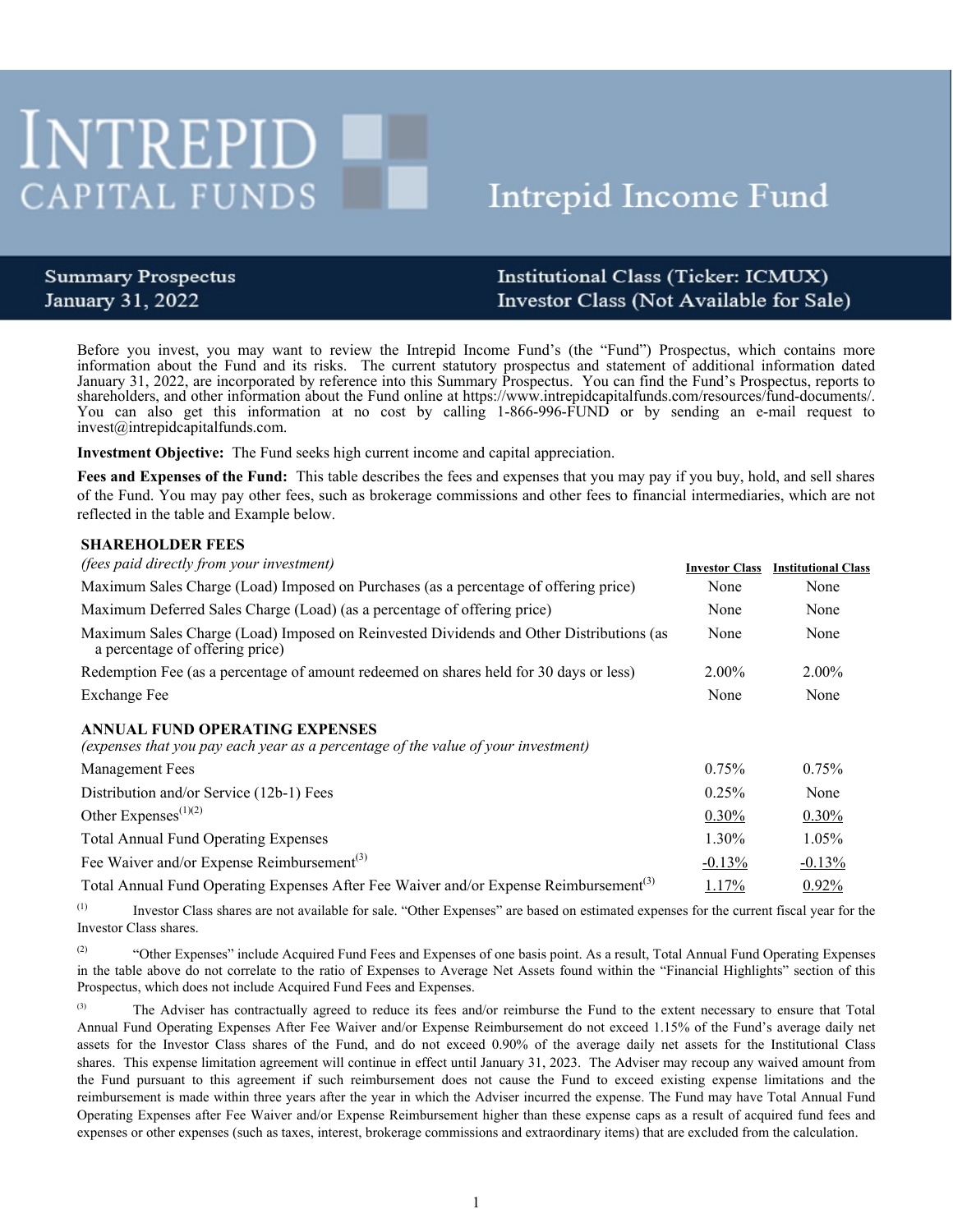# INTREPID CAPITAL FUNDS

# Intrepid Income Fund

**Summary Prospectus**
**January 31, 2022**

**Institutional Class (Ticker: ICMUX)**
**Investor Class (Not Available for Sale)**

Before you invest, you may want to review the Intrepid Income Fund's (the "Fund") Prospectus, which contains more information about the Fund and its risks. The current statutory prospectus and statement of additional information dated January 31, 2022, are incorporated by reference into this Summary Prospectus. You can find the Fund's Prospectus, reports to shareholders, and other information about the Fund online at https://www.intrepidcapitalfunds.com/resources/fund-documents/. You can also get this information at no cost by calling 1-866-996-FUND or by sending an e-mail request to invest@intrepidcapitalfunds.com.

**Investment Objective:** The Fund seeks high current income and capital appreciation.

**Fees and Expenses of the Fund:** This table describes the fees and expenses that you may pay if you buy, hold, and sell shares of the Fund. You may pay other fees, such as brokerage commissions and other fees to financial intermediaries, which are not reflected in the table and Example below.

| **SHAREHOLDER FEES** *(fees paid directly from your investment)* | Investor Class | Institutional Class |
|---|---|---|
| Maximum Sales Charge (Load) Imposed on Purchases (as a percentage of offering price) | None | None |
| Maximum Deferred Sales Charge (Load) (as a percentage of offering price) | None | None |
| Maximum Sales Charge (Load) Imposed on Reinvested Dividends and Other Distributions (as a percentage of offering price) | None | None |
| Redemption Fee (as a percentage of amount redeemed on shares held for 30 days or less) | 2.00% | 2.00% |
| Exchange Fee | None | None |
| **ANNUAL FUND OPERATING EXPENSES** *(expenses that you pay each year as a percentage of the value of your investment)* | | |
| Management Fees | 0.75% | 0.75% |
| Distribution and/or Service (12b-1) Fees | 0.25% | None |
| Other Expenses[(1)(2)] | 0.30% | 0.30% |
| Total Annual Fund Operating Expenses | 1.30% | 1.05% |
| Fee Waiver and/or Expense Reimbursement[(3)] | -0.13% | -0.13% |
| Total Annual Fund Operating Expenses After Fee Waiver and/or Expense Reimbursement[(3)] | 1.17% | 0.92% |

(1) Investor Class shares are not available for sale. "Other Expenses" are based on estimated expenses for the current fiscal year for the Investor Class shares.

(2) "Other Expenses" include Acquired Fund Fees and Expenses of one basis point. As a result, Total Annual Fund Operating Expenses in the table above do not correlate to the ratio of Expenses to Average Net Assets found within the "Financial Highlights" section of this Prospectus, which does not include Acquired Fund Fees and Expenses.

(3) The Adviser has contractually agreed to reduce its fees and/or reimburse the Fund to the extent necessary to ensure that Total Annual Fund Operating Expenses After Fee Waiver and/or Expense Reimbursement do not exceed 1.15% of the Fund's average daily net assets for the Investor Class shares of the Fund, and do not exceed 0.90% of the average daily net assets for the Institutional Class shares. This expense limitation agreement will continue in effect until January 31, 2023. The Adviser may recoup any waived amount from the Fund pursuant to this agreement if such reimbursement does not cause the Fund to exceed existing expense limitations and the reimbursement is made within three years after the year in which the Adviser incurred the expense. The Fund may have Total Annual Fund Operating Expenses after Fee Waiver and/or Expense Reimbursement higher than these expense caps as a result of acquired fund fees and expenses or other expenses (such as taxes, interest, brokerage commissions and extraordinary items) that are excluded from the calculation.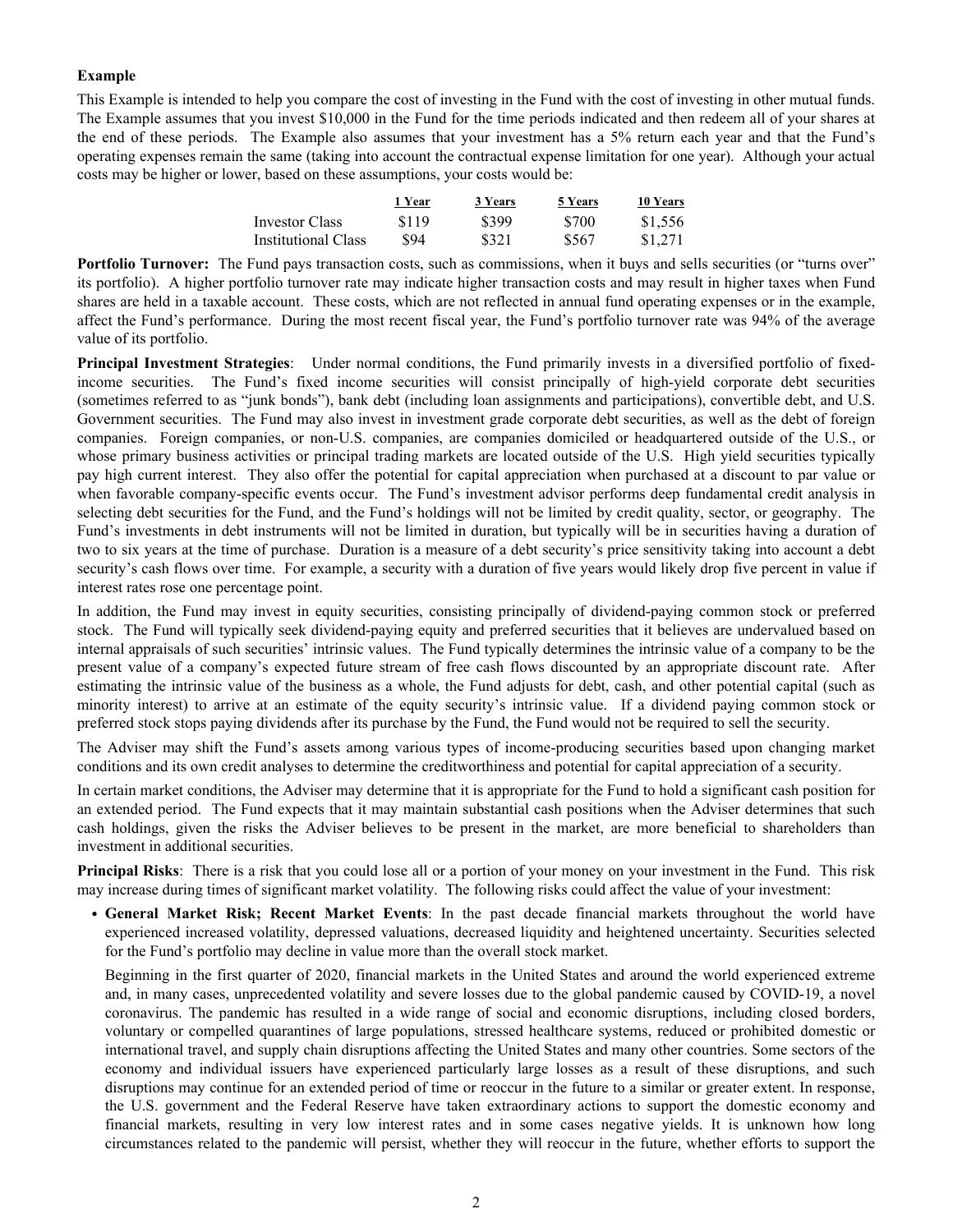**Example**

This Example is intended to help you compare the cost of investing in the Fund with the cost of investing in other mutual funds. The Example assumes that you invest $10,000 in the Fund for the time periods indicated and then redeem all of your shares at the end of these periods. The Example also assumes that your investment has a 5% return each year and that the Fund's operating expenses remain the same (taking into account the contractual expense limitation for one year). Although your actual costs may be higher or lower, based on these assumptions, your costs would be:

| | 1 Year | 3 Years | 5 Years | 10 Years |
|---|---|---|---|---|
| Investor Class | $119 | $399 | $700 | $1,556 |
| Institutional Class | $94 | $321 | $567 | $1,271 |

**Portfolio Turnover:** The Fund pays transaction costs, such as commissions, when it buys and sells securities (or "turns over" its portfolio). A higher portfolio turnover rate may indicate higher transaction costs and may result in higher taxes when Fund shares are held in a taxable account. These costs, which are not reflected in annual fund operating expenses or in the example, affect the Fund's performance. During the most recent fiscal year, the Fund's portfolio turnover rate was 94% of the average value of its portfolio.

**Principal Investment Strategies**: Under normal conditions, the Fund primarily invests in a diversified portfolio of fixed-income securities. The Fund's fixed income securities will consist principally of high-yield corporate debt securities (sometimes referred to as "junk bonds"), bank debt (including loan assignments and participations), convertible debt, and U.S. Government securities. The Fund may also invest in investment grade corporate debt securities, as well as the debt of foreign companies. Foreign companies, or non-U.S. companies, are companies domiciled or headquartered outside of the U.S., or whose primary business activities or principal trading markets are located outside of the U.S. High yield securities typically pay high current interest. They also offer the potential for capital appreciation when purchased at a discount to par value or when favorable company-specific events occur. The Fund's investment advisor performs deep fundamental credit analysis in selecting debt securities for the Fund, and the Fund's holdings will not be limited by credit quality, sector, or geography. The Fund's investments in debt instruments will not be limited in duration, but typically will be in securities having a duration of two to six years at the time of purchase. Duration is a measure of a debt security's price sensitivity taking into account a debt security's cash flows over time. For example, a security with a duration of five years would likely drop five percent in value if interest rates rose one percentage point.

In addition, the Fund may invest in equity securities, consisting principally of dividend-paying common stock or preferred stock. The Fund will typically seek dividend-paying equity and preferred securities that it believes are undervalued based on internal appraisals of such securities' intrinsic values. The Fund typically determines the intrinsic value of a company to be the present value of a company's expected future stream of free cash flows discounted by an appropriate discount rate. After estimating the intrinsic value of the business as a whole, the Fund adjusts for debt, cash, and other potential capital (such as minority interest) to arrive at an estimate of the equity security's intrinsic value. If a dividend paying common stock or preferred stock stops paying dividends after its purchase by the Fund, the Fund would not be required to sell the security.

The Adviser may shift the Fund's assets among various types of income-producing securities based upon changing market conditions and its own credit analyses to determine the creditworthiness and potential for capital appreciation of a security.

In certain market conditions, the Adviser may determine that it is appropriate for the Fund to hold a significant cash position for an extended period. The Fund expects that it may maintain substantial cash positions when the Adviser determines that such cash holdings, given the risks the Adviser believes to be present in the market, are more beneficial to shareholders than investment in additional securities.

**Principal Risks**: There is a risk that you could lose all or a portion of your money on your investment in the Fund. This risk may increase during times of significant market volatility. The following risks could affect the value of your investment:

- **General Market Risk; Recent Market Events**: In the past decade financial markets throughout the world have experienced increased volatility, depressed valuations, decreased liquidity and heightened uncertainty. Securities selected for the Fund's portfolio may decline in value more than the overall stock market.

  Beginning in the first quarter of 2020, financial markets in the United States and around the world experienced extreme and, in many cases, unprecedented volatility and severe losses due to the global pandemic caused by COVID-19, a novel coronavirus. The pandemic has resulted in a wide range of social and economic disruptions, including closed borders, voluntary or compelled quarantines of large populations, stressed healthcare systems, reduced or prohibited domestic or international travel, and supply chain disruptions affecting the United States and many other countries. Some sectors of the economy and individual issuers have experienced particularly large losses as a result of these disruptions, and such disruptions may continue for an extended period of time or reoccur in the future to a similar or greater extent. In response, the U.S. government and the Federal Reserve have taken extraordinary actions to support the domestic economy and financial markets, resulting in very low interest rates and in some cases negative yields. It is unknown how long circumstances related to the pandemic will persist, whether they will reoccur in the future, whether efforts to support the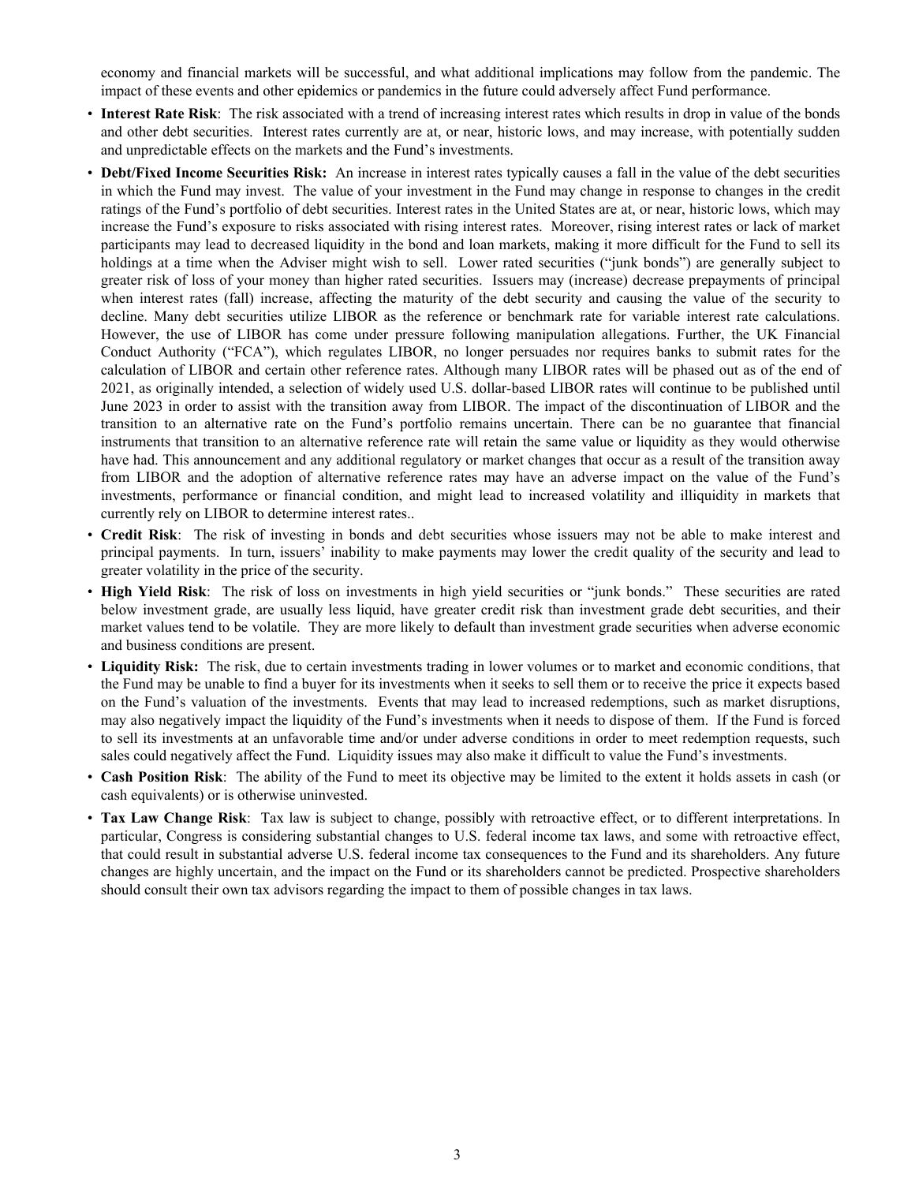economy and financial markets will be successful, and what additional implications may follow from the pandemic. The impact of these events and other epidemics or pandemics in the future could adversely affect Fund performance.

- **Interest Rate Risk**: The risk associated with a trend of increasing interest rates which results in drop in value of the bonds and other debt securities. Interest rates currently are at, or near, historic lows, and may increase, with potentially sudden and unpredictable effects on the markets and the Fund's investments.
- **Debt/Fixed Income Securities Risk:** An increase in interest rates typically causes a fall in the value of the debt securities in which the Fund may invest. The value of your investment in the Fund may change in response to changes in the credit ratings of the Fund's portfolio of debt securities. Interest rates in the United States are at, or near, historic lows, which may increase the Fund's exposure to risks associated with rising interest rates. Moreover, rising interest rates or lack of market participants may lead to decreased liquidity in the bond and loan markets, making it more difficult for the Fund to sell its holdings at a time when the Adviser might wish to sell. Lower rated securities ("junk bonds") are generally subject to greater risk of loss of your money than higher rated securities. Issuers may (increase) decrease prepayments of principal when interest rates (fall) increase, affecting the maturity of the debt security and causing the value of the security to decline. Many debt securities utilize LIBOR as the reference or benchmark rate for variable interest rate calculations. However, the use of LIBOR has come under pressure following manipulation allegations. Further, the UK Financial Conduct Authority ("FCA"), which regulates LIBOR, no longer persuades nor requires banks to submit rates for the calculation of LIBOR and certain other reference rates. Although many LIBOR rates will be phased out as of the end of 2021, as originally intended, a selection of widely used U.S. dollar-based LIBOR rates will continue to be published until June 2023 in order to assist with the transition away from LIBOR. The impact of the discontinuation of LIBOR and the transition to an alternative rate on the Fund's portfolio remains uncertain. There can be no guarantee that financial instruments that transition to an alternative reference rate will retain the same value or liquidity as they would otherwise have had. This announcement and any additional regulatory or market changes that occur as a result of the transition away from LIBOR and the adoption of alternative reference rates may have an adverse impact on the value of the Fund's investments, performance or financial condition, and might lead to increased volatility and illiquidity in markets that currently rely on LIBOR to determine interest rates..
- **Credit Risk**: The risk of investing in bonds and debt securities whose issuers may not be able to make interest and principal payments. In turn, issuers' inability to make payments may lower the credit quality of the security and lead to greater volatility in the price of the security.
- **High Yield Risk**: The risk of loss on investments in high yield securities or "junk bonds." These securities are rated below investment grade, are usually less liquid, have greater credit risk than investment grade debt securities, and their market values tend to be volatile. They are more likely to default than investment grade securities when adverse economic and business conditions are present.
- **Liquidity Risk:** The risk, due to certain investments trading in lower volumes or to market and economic conditions, that the Fund may be unable to find a buyer for its investments when it seeks to sell them or to receive the price it expects based on the Fund's valuation of the investments. Events that may lead to increased redemptions, such as market disruptions, may also negatively impact the liquidity of the Fund's investments when it needs to dispose of them. If the Fund is forced to sell its investments at an unfavorable time and/or under adverse conditions in order to meet redemption requests, such sales could negatively affect the Fund. Liquidity issues may also make it difficult to value the Fund's investments.
- **Cash Position Risk**: The ability of the Fund to meet its objective may be limited to the extent it holds assets in cash (or cash equivalents) or is otherwise uninvested.
- **Tax Law Change Risk**: Tax law is subject to change, possibly with retroactive effect, or to different interpretations. In particular, Congress is considering substantial changes to U.S. federal income tax laws, and some with retroactive effect, that could result in substantial adverse U.S. federal income tax consequences to the Fund and its shareholders. Any future changes are highly uncertain, and the impact on the Fund or its shareholders cannot be predicted. Prospective shareholders should consult their own tax advisors regarding the impact to them of possible changes in tax laws.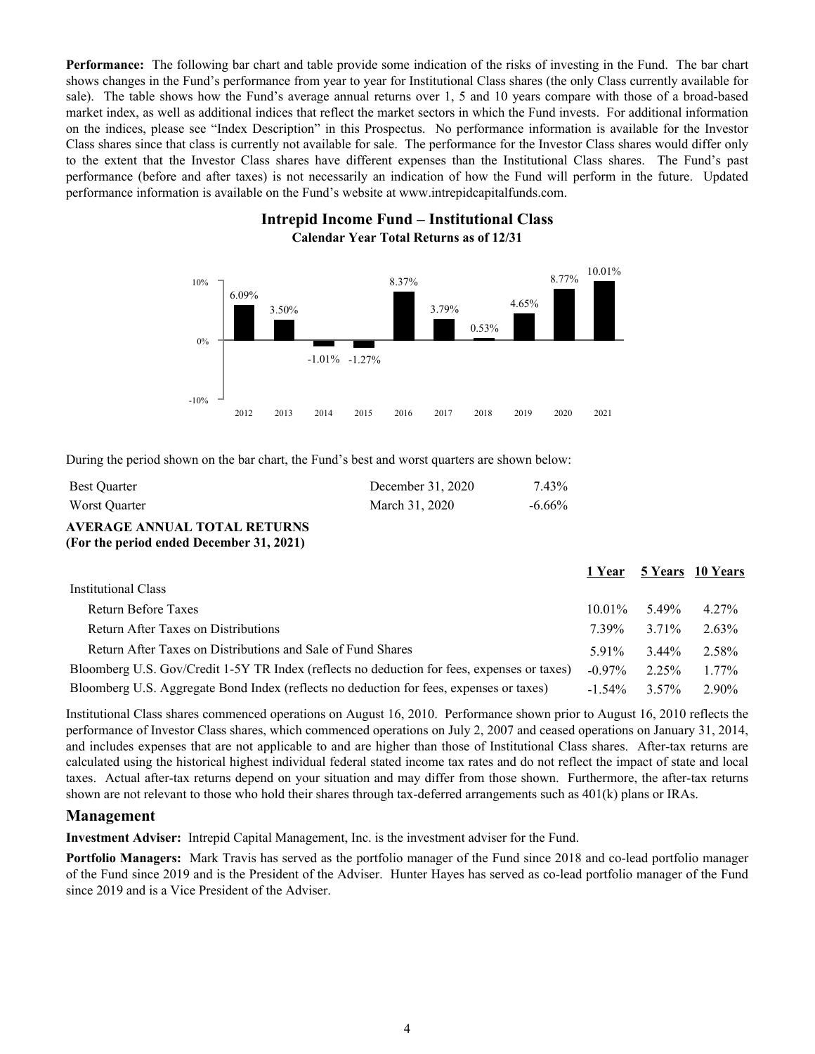**Performance:** The following bar chart and table provide some indication of the risks of investing in the Fund. The bar chart shows changes in the Fund's performance from year to year for Institutional Class shares (the only Class currently available for sale). The table shows how the Fund's average annual returns over 1, 5 and 10 years compare with those of a broad-based market index, as well as additional indices that reflect the market sectors in which the Fund invests. For additional information on the indices, please see "Index Description" in this Prospectus. No performance information is available for the Investor Class shares since that class is currently not available for sale. The performance for the Investor Class shares would differ only to the extent that the Investor Class shares have different expenses than the Institutional Class shares. The Fund's past performance (before and after taxes) is not necessarily an indication of how the Fund will perform in the future. Updated performance information is available on the Fund's website at www.intrepidcapitalfunds.com.

**Intrepid Income Fund – Institutional Class**

**Calendar Year Total Returns as of 12/31**

| Year | Return |
|---|---|
| 2012 | 6.09% |
| 2013 | 3.50% |
| 2014 | -1.01% |
| 2015 | -1.27% |
| 2016 | 8.37% |
| 2017 | 3.79% |
| 2018 | 0.53% |
| 2019 | 4.65% |
| 2020 | 8.77% |
| 2021 | 10.01% |

During the period shown on the bar chart, the Fund's best and worst quarters are shown below:

| | | |
|---|---|---|
| Best Quarter | December 31, 2020 | 7.43% |
| Worst Quarter | March 31, 2020 | -6.66% |

**AVERAGE ANNUAL TOTAL RETURNS**
**(For the period ended December 31, 2021)**

| | 1 Year | 5 Years | 10 Years |
|---|---|---|---|
| Institutional Class | | | |
| Return Before Taxes | 10.01% | 5.49% | 4.27% |
| Return After Taxes on Distributions | 7.39% | 3.71% | 2.63% |
| Return After Taxes on Distributions and Sale of Fund Shares | 5.91% | 3.44% | 2.58% |
| Bloomberg U.S. Gov/Credit 1-5Y TR Index (reflects no deduction for fees, expenses or taxes) | -0.97% | 2.25% | 1.77% |
| Bloomberg U.S. Aggregate Bond Index (reflects no deduction for fees, expenses or taxes) | -1.54% | 3.57% | 2.90% |

Institutional Class shares commenced operations on August 16, 2010. Performance shown prior to August 16, 2010 reflects the performance of Investor Class shares, which commenced operations on July 2, 2007 and ceased operations on January 31, 2014, and includes expenses that are not applicable to and are higher than those of Institutional Class shares. After-tax returns are calculated using the historical highest individual federal stated income tax rates and do not reflect the impact of state and local taxes. Actual after-tax returns depend on your situation and may differ from those shown. Furthermore, the after-tax returns shown are not relevant to those who hold their shares through tax-deferred arrangements such as 401(k) plans or IRAs.

## Management

**Investment Adviser:** Intrepid Capital Management, Inc. is the investment adviser for the Fund.

**Portfolio Managers:** Mark Travis has served as the portfolio manager of the Fund since 2018 and co-lead portfolio manager of the Fund since 2019 and is the President of the Adviser. Hunter Hayes has served as co-lead portfolio manager of the Fund since 2019 and is a Vice President of the Adviser.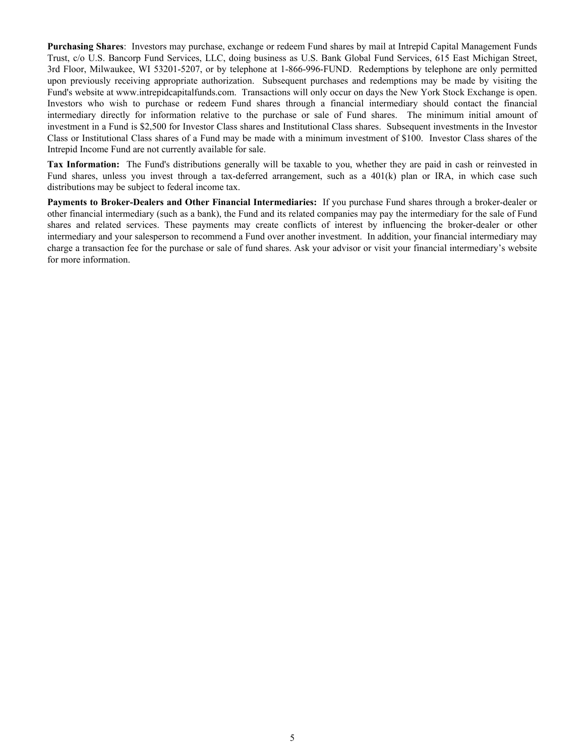**Purchasing Shares**: Investors may purchase, exchange or redeem Fund shares by mail at Intrepid Capital Management Funds Trust, c/o U.S. Bancorp Fund Services, LLC, doing business as U.S. Bank Global Fund Services, 615 East Michigan Street, 3rd Floor, Milwaukee, WI 53201-5207, or by telephone at 1-866-996-FUND. Redemptions by telephone are only permitted upon previously receiving appropriate authorization. Subsequent purchases and redemptions may be made by visiting the Fund's website at www.intrepidcapitalfunds.com. Transactions will only occur on days the New York Stock Exchange is open. Investors who wish to purchase or redeem Fund shares through a financial intermediary should contact the financial intermediary directly for information relative to the purchase or sale of Fund shares. The minimum initial amount of investment in a Fund is $2,500 for Investor Class shares and Institutional Class shares. Subsequent investments in the Investor Class or Institutional Class shares of a Fund may be made with a minimum investment of $100. Investor Class shares of the Intrepid Income Fund are not currently available for sale.

**Tax Information:** The Fund's distributions generally will be taxable to you, whether they are paid in cash or reinvested in Fund shares, unless you invest through a tax-deferred arrangement, such as a 401(k) plan or IRA, in which case such distributions may be subject to federal income tax.

**Payments to Broker-Dealers and Other Financial Intermediaries:** If you purchase Fund shares through a broker-dealer or other financial intermediary (such as a bank), the Fund and its related companies may pay the intermediary for the sale of Fund shares and related services. These payments may create conflicts of interest by influencing the broker-dealer or other intermediary and your salesperson to recommend a Fund over another investment. In addition, your financial intermediary may charge a transaction fee for the purchase or sale of fund shares. Ask your advisor or visit your financial intermediary's website for more information.